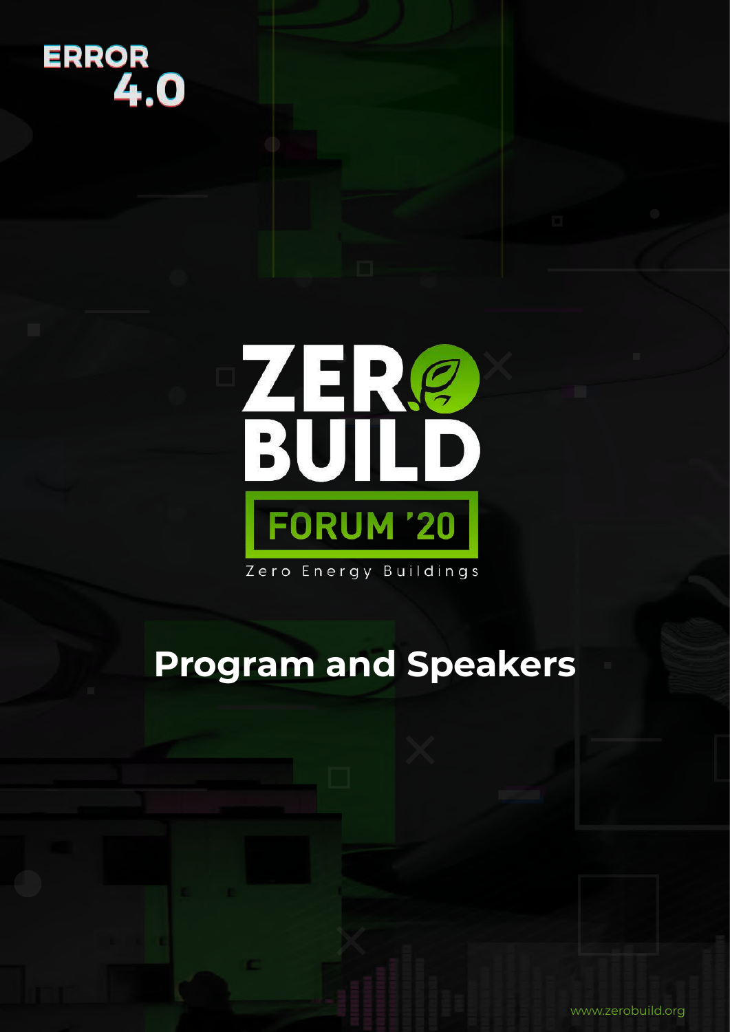ERROR 4.0

ZERO BUILD

FORUM '20

Zero Energy Buildings

# Program and Speakers

www.zerobuild.org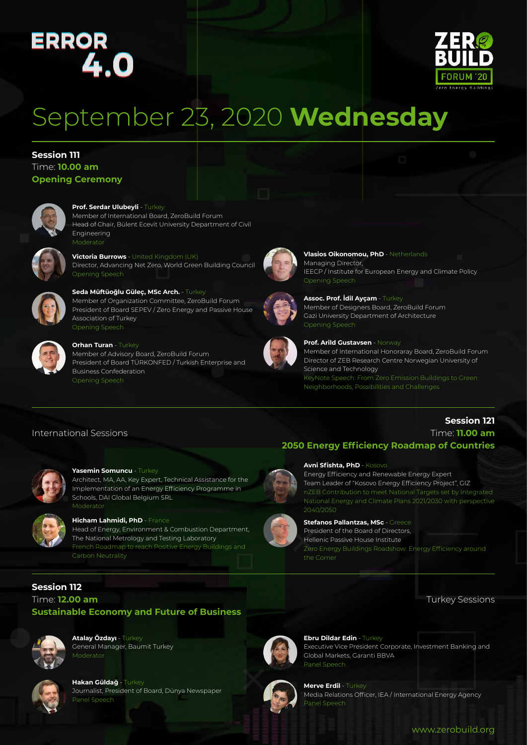ERROR 4.0

ZERO BUILD FORUM '20 Zero Energy Buildings

# September 23, 2020 **Wednesday**

## Session 111
Time: **10.00 am**
**Opening Ceremony**

**Prof. Serdar Ulubeyli** - Turkey
Member of International Board, ZeroBuild Forum
Head of Chair, Bülent Ecevit University Department of Civil Engineering
Moderator

**Victoria Burrows** - United Kingdom (UK)
Director, Advancing Net Zero, World Green Building Council
Opening Speech

**Seda Müftüoğlu Güleç, MSc Arch.** - Turkey
Member of Organization Committee, ZeroBuild Forum
President of Board SEPEV / Zero Energy and Passive House Association of Turkey
Opening Speech

**Orhan Turan** - Turkey
Member of Advisory Board, ZeroBuild Forum
President of Board TÜRKONFED / Turkish Enterprise and Business Confederation
Opening Speech

**Vlasios Oikonomou, PhD** - Netherlands
Managing Director,
IEECP / Institute for European Energy and Climate Policy
Opening Speech

**Assoc. Prof. İdil Ayçam** - Turkey
Member of Designers Board, ZeroBuild Forum
Gazi University Department of Architecture
Opening Speech

**Prof. Arild Gustavsen** - Norway
Member of International Honoraray Board, ZeroBuild Forum
Director of ZEB Research Centre Norwegian University of Science and Technology
KeyNote Speech: From Zero Emission Buildings to Green Neighborhoods, Possibilities and Challenges

International Sessions

## Session 121
Time: **11.00 am**
**2050 Energy Efficiency Roadmap of Countries**

**Yasemin Somuncu** - Turkey
Architect, MA, AA, Key Expert, Technical Assistance for the Implementation of an Energy Efficiency Programme in Schools, DAI Global Belgium SRL
Moderator

**Hicham Lahmidi, PhD** - France
Head of Energy, Environment & Combustion Department, The National Metrology and Testing Laboratory
French Roadmap to reach Positive Energy Buildings and Carbon Neutrality

**Avni Sfishta, PhD** - Kosovo
Energy Efficiency and Renewable Energy Expert
Team Leader of "Kosovo Energy Efficiency Project", GIZ
nZEB Contribution to meet National Targets set by Integrated National Energy and Climate Plans 2021/2030 with perspective 2040/2050

**Stefanos Pallantzas, MSc** - Greece
President of the Board of Directors,
Hellenic Passive House Institute
Zero Energy Buildings Roadshow: Energy Efficiency around the Corner

## Session 112
Time: **12.00 am**
**Sustainable Economy and Future of Business**

Turkey Sessions

**Atalay Özdayı** - Turkey
General Manager, Baumit Turkey
Moderator

**Hakan Güldağ** - Turkey
Journalist, President of Board, Dünya Newspaper
Panel Speech

**Ebru Dildar Edin** - Turkey
Executive Vice President Corporate, Investment Banking and Global Markets, Garanti BBVA
Panel Speech

**Merve Erdil** - Turkey
Media Relations Officer, IEA / International Energy Agency
Panel Speech

www.zerobuild.org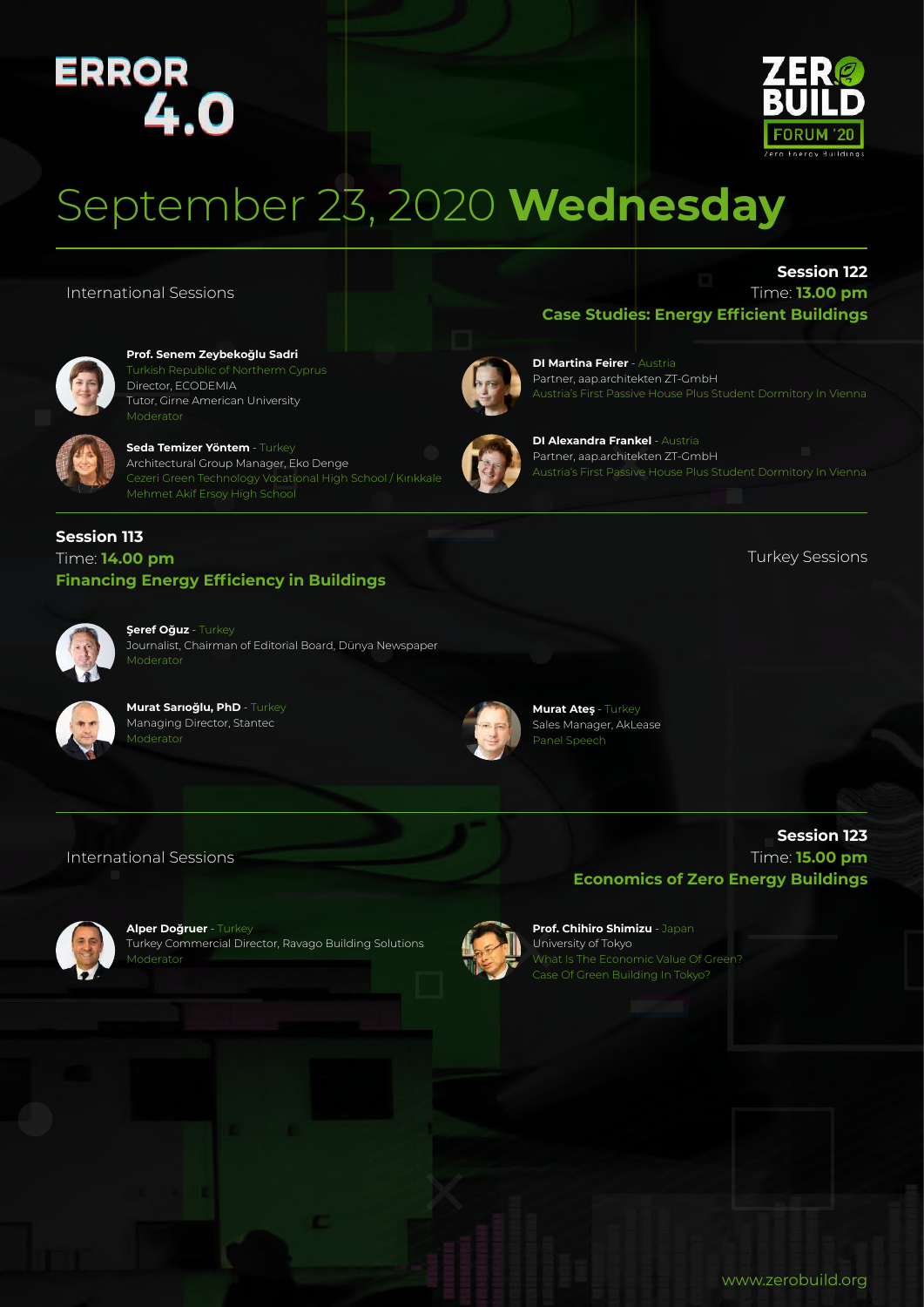ERROR 4.0

ZERO BUILD FORUM '20
Zero Energy Buildings

# September 23, 2020 **Wednesday**

International Sessions

## Session 122

Time: **13.00 pm**

### Case Studies: Energy Efficient Buildings

**Prof. Senem Zeybekoğlu Sadri**
Turkish Republic of Northern Cyprus
Director, ECODEMIA
Tutor, Girne American University
Moderator

**Seda Temizer Yöntem** - Turkey
Architectural Group Manager, Eko Denge
Cezeri Green Technology Vocational High School / Kırıkkale
Mehmet Akif Ersoy High School

**DI Martina Feirer** - Austria
Partner, aap.architekten ZT-GmbH
Austria's First Passive House Plus Student Dormitory In Vienna

**DI Alexandra Frankel** - Austria
Partner, aap.architekten ZT-GmbH
Austria's First Passive House Plus Student Dormitory In Vienna

## Session 113

Time: **14.00 pm**

### Financing Energy Efficiency in Buildings

Turkey Sessions

**Şeref Oğuz** - Turkey
Journalist, Chairman of Editorial Board, Dünya Newspaper
Moderator

**Murat Sarıoğlu, PhD** - Turkey
Managing Director, Stantec
Moderator

**Murat Ateş** - Turkey
Sales Manager, AkLease
Panel Speech

International Sessions

## Session 123

Time: **15.00 pm**

### Economics of Zero Energy Buildings

**Alper Doğruer** - Turkey
Turkey Commercial Director, Ravago Building Solutions
Moderator

**Prof. Chihiro Shimizu** - Japan
University of Tokyo
What Is The Economic Value Of Green?
Case Of Green Building In Tokyo?

www.zerobuild.org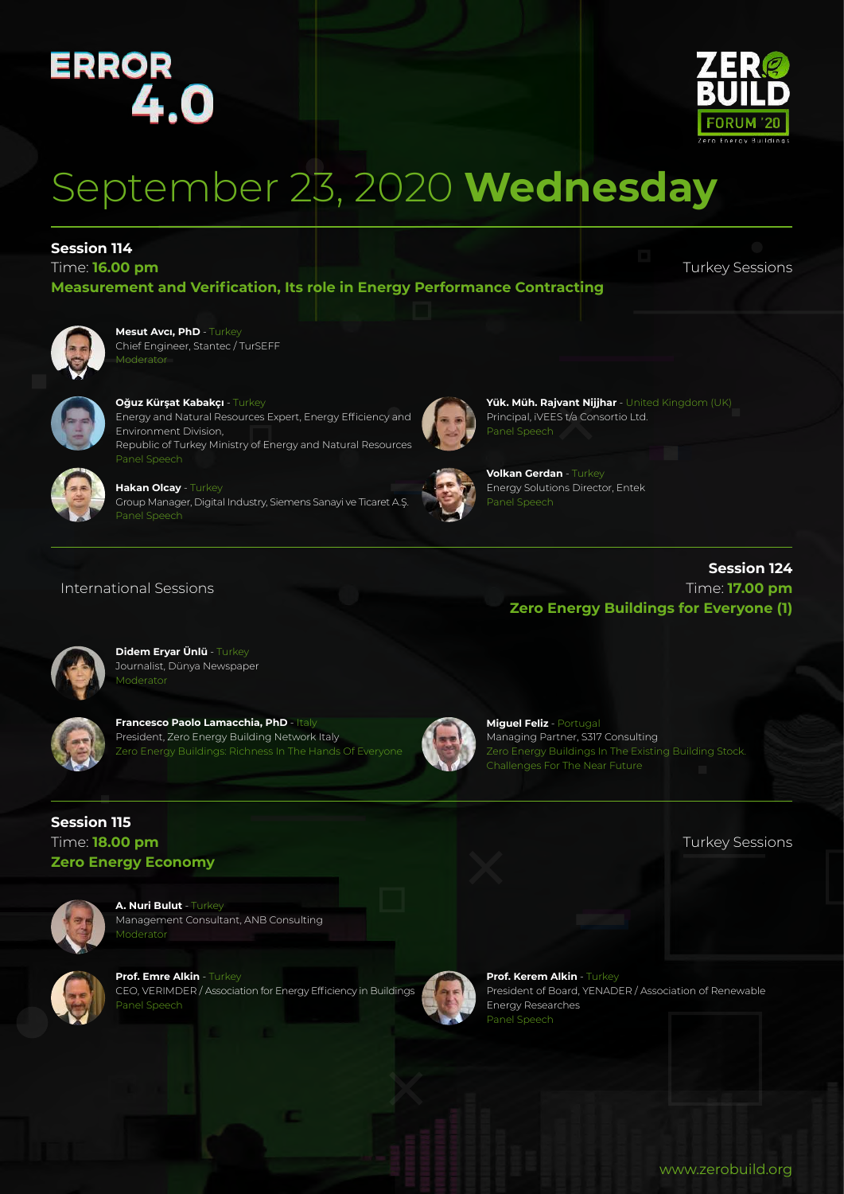ERROR 4.0

ZERO BUILD FORUM '20
Zero Energy Buildings

# September 23, 2020 **Wednesday**

## Session 114

Time: **16.00 pm**

Turkey Sessions

**Measurement and Verification, Its role in Energy Performance Contracting**

**Mesut Avcı, PhD** - Turkey
Chief Engineer, Stantec / TurSEFF
Moderator

**Oğuz Kürşat Kabakçı** - Turkey
Energy and Natural Resources Expert, Energy Efficiency and Environment Division,
Republic of Turkey Ministry of Energy and Natural Resources
Panel Speech

**Hakan Olcay** - Turkey
Group Manager, Digital Industry, Siemens Sanayi ve Ticaret A.Ş.
Panel Speech

**Yük. Müh. Rajvant Nijjhar** - United Kingdom (UK)
Principal, iVEES t/a Consortio Ltd.
Panel Speech

**Volkan Gerdan** - Turkey
Energy Solutions Director, Entek
Panel Speech

---

## Session 124

Time: **17.00 pm**

International Sessions

**Zero Energy Buildings for Everyone (1)**

**Didem Eryar Ünlü** - Turkey
Journalist, Dünya Newspaper
Moderator

**Francesco Paolo Lamacchia, PhD** - Italy
President, Zero Energy Building Network Italy
Zero Energy Buildings: Richness In The Hands Of Everyone

**Miguel Feliz** - Portugal
Managing Partner, S317 Consulting
Zero Energy Buildings In The Existing Building Stock. Challenges For The Near Future

---

## Session 115

Time: **18.00 pm**

Turkey Sessions

**Zero Energy Economy**

**A. Nuri Bulut** - Turkey
Management Consultant, ANB Consulting
Moderator

**Prof. Emre Alkin** - Turkey
CEO, VERIMDER / Association for Energy Efficiency in Buildings
Panel Speech

**Prof. Kerem Alkin** - Turkey
President of Board, YENADER / Association of Renewable Energy Researches
Panel Speech

www.zerobuild.org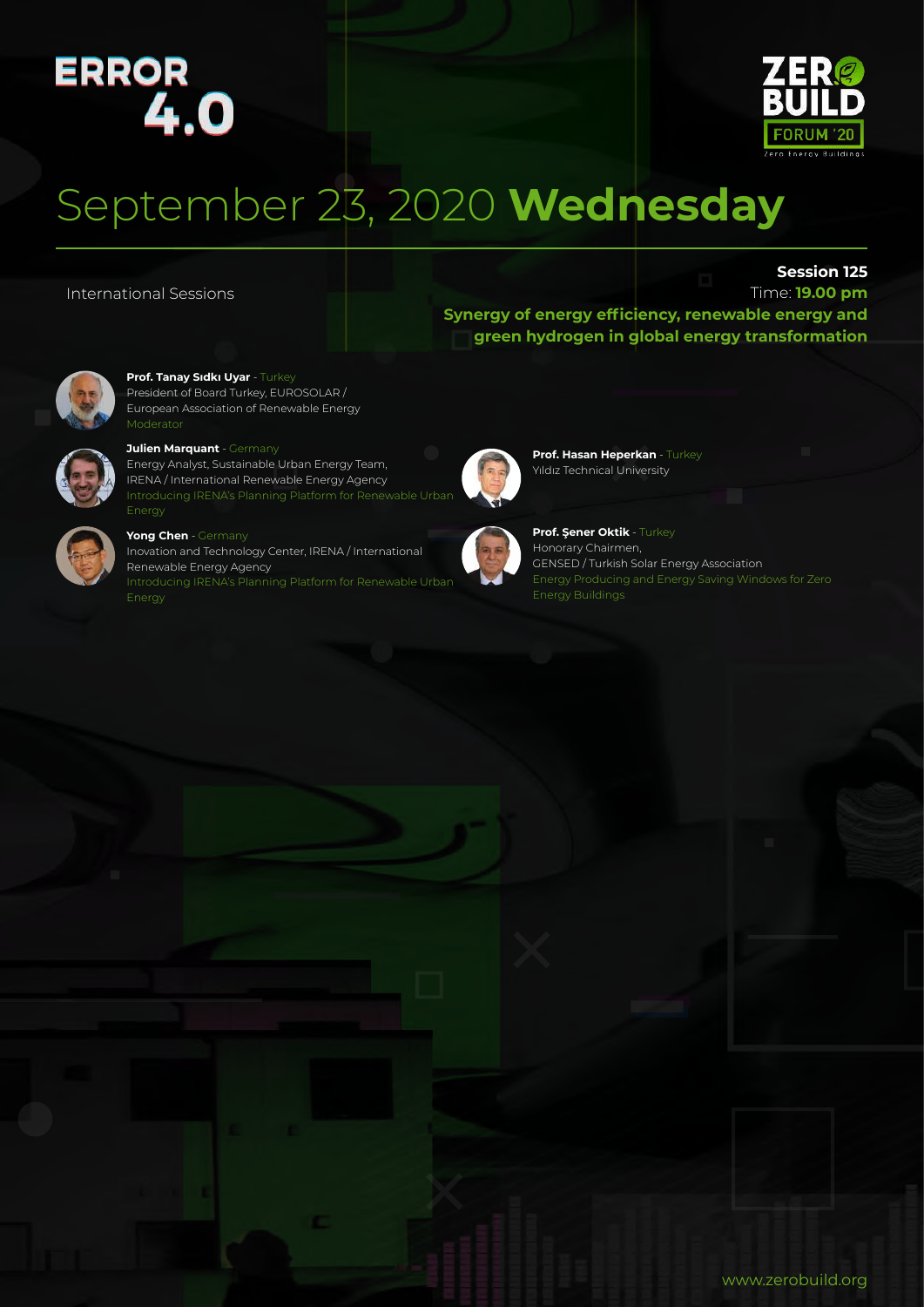ERROR 4.0

ZERO BUILD FORUM '20 Zero Energy Buildings

# September 23, 2020 **Wednesday**

International Sessions

**Session 125**
Time: **19.00 pm**
**Synergy of energy efficiency, renewable energy and green hydrogen in global energy transformation**

**Prof. Tanay Sıdkı Uyar** - Turkey
President of Board Turkey, EUROSOLAR / European Association of Renewable Energy
Moderator

**Julien Marquant** - Germany
Energy Analyst, Sustainable Urban Energy Team, IRENA / International Renewable Energy Agency
Introducing IRENA's Planning Platform for Renewable Urban Energy

**Yong Chen** - Germany
Inovation and Technology Center, IRENA / International Renewable Energy Agency
Introducing IRENA's Planning Platform for Renewable Urban Energy

**Prof. Hasan Heperkan** - Turkey
Yıldız Technical University

**Prof. Şener Oktik** - Turkey
Honorary Chairmen,
GENSED / Turkish Solar Energy Association
Energy Producing and Energy Saving Windows for Zero Energy Buildings

www.zerobuild.org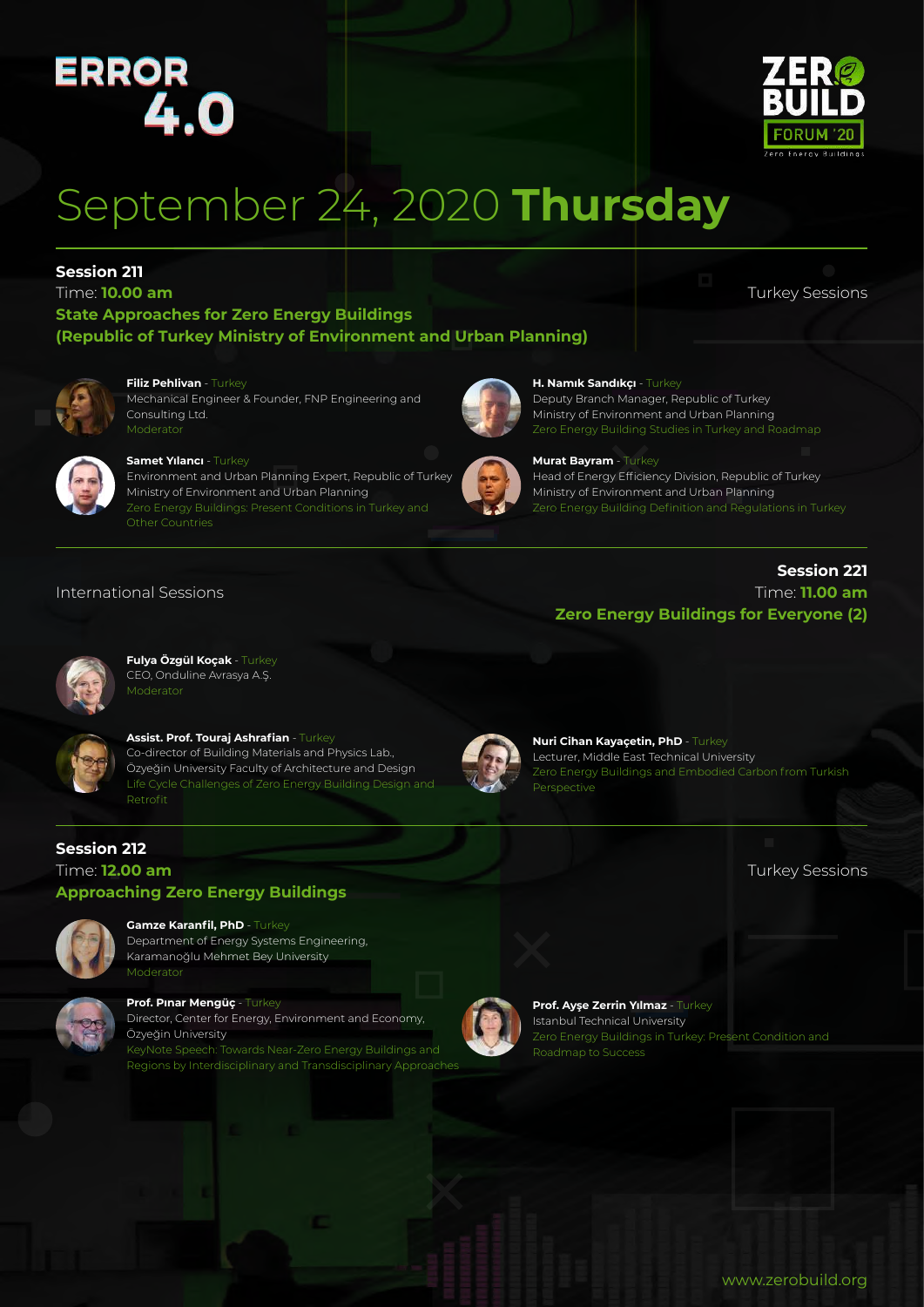ERROR 4.0

ZERO BUILD FORUM '20
Zero Energy Buildings

# September 24, 2020 **Thursday**

## Session 211

Time: **10.00 am**

Turkey Sessions

**State Approaches for Zero Energy Buildings (Republic of Turkey Ministry of Environment and Urban Planning)**

**Filiz Pehlivan** - Turkey
Mechanical Engineer & Founder, FNP Engineering and Consulting Ltd.
Moderator

**H. Namık Sandıkçı** - Turkey
Deputy Branch Manager, Republic of Turkey Ministry of Environment and Urban Planning
Zero Energy Building Studies in Turkey and Roadmap

**Samet Yılancı** - Turkey
Environment and Urban Planning Expert, Republic of Turkey Ministry of Environment and Urban Planning
Zero Energy Buildings: Present Conditions in Turkey and Other Countries

**Murat Bayram** - Turkey
Head of Energy Efficiency Division, Republic of Turkey Ministry of Environment and Urban Planning
Zero Energy Building Definition and Regulations in Turkey

---

## Session 221

Time: **11.00 am**

International Sessions

**Zero Energy Buildings for Everyone (2)**

**Fulya Özgül Koçak** - Turkey
CEO, Onduline Avrasya A.Ş.
Moderator

**Assist. Prof. Touraj Ashrafian** - Turkey
Co-director of Building Materials and Physics Lab., Özyeğin University Faculty of Architecture and Design
Life Cycle Challenges of Zero Energy Building Design and Retrofit

**Nuri Cihan Kayaçetin, PhD** - Turkey
Lecturer, Middle East Technical University
Zero Energy Buildings and Embodied Carbon from Turkish Perspective

---

## Session 212

Time: **12.00 am**

Turkey Sessions

**Approaching Zero Energy Buildings**

**Gamze Karanfil, PhD** - Turkey
Department of Energy Systems Engineering, Karamanoğlu Mehmet Bey University
Moderator

**Prof. Pınar Mengüç** - Turkey
Director, Center for Energy, Environment and Economy, Özyeğin University
KeyNote Speech: Towards Near-Zero Energy Buildings and Regions by Interdisciplinary and Transdisciplinary Approaches

**Prof. Ayşe Zerrin Yılmaz** - Turkey
Istanbul Technical University
Zero Energy Buildings in Turkey: Present Condition and Roadmap to Success

www.zerobuild.org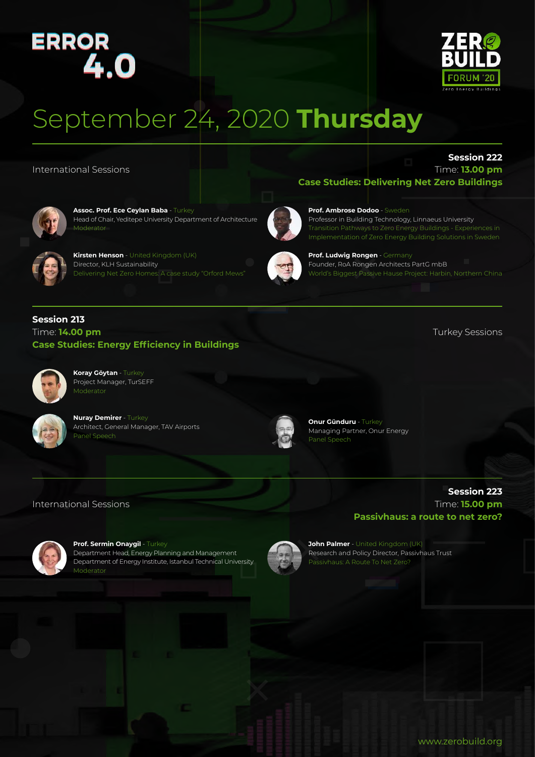ERROR 4.0

ZERO BUILD FORUM '20 Zero Energy Buildings

# September 24, 2020 **Thursday**

International Sessions

## Session 222

Time: **13.00 pm**

**Case Studies: Delivering Net Zero Buildings**

**Assoc. Prof. Ece Ceylan Baba** - Turkey
Head of Chair, Yeditepe University Department of Architecture
Moderator

**Kirsten Henson** - United Kingdom (UK)
Director, KLH Sustainability
Delivering Net Zero Homes: A case study "Orford Mews"

**Prof. Ambrose Dodoo** - Sweden
Professor in Building Technology, Linnaeus University
Transition Pathways to Zero Energy Buildings - Experiences in Implementation of Zero Energy Building Solutions in Sweden

**Prof. Ludwig Rongen** - Germany
Founder, RoA Rongen Architects PartG mbB
World's Biggest Passive Hause Project: Harbin, Northern China

## Session 213

Time: **14.00 pm**

**Case Studies: Energy Efficiency in Buildings**

Turkey Sessions

**Koray Göytan** - Turkey
Project Manager, TurSEFF
Moderator

**Nuray Demirer** - Turkey
Architect, General Manager, TAV Airports
Panel Speech

**Onur Günduru** - Turkey
Managing Partner, Onur Energy
Panel Speech

International Sessions

## Session 223

Time: **15.00 pm**

**Passivhaus: a route to net zero?**

**Prof. Sermin Onaygil** - Turkey
Department Head, Energy Planning and Management Department of Energy Institute, Istanbul Technical University
Moderator

**John Palmer** - United Kingdom (UK)
Research and Policy Director, Passivhaus Trust
Passivhaus: A Route To Net Zero?

www.zerobuild.org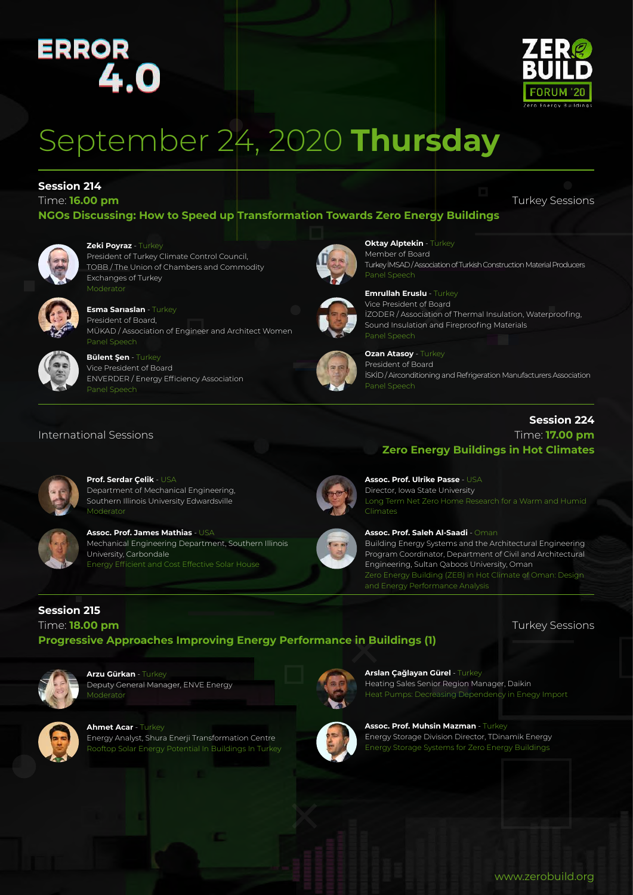ERROR 4.0

ZERO BUILD FORUM '20
Zero Energy Buildings

# September 24, 2020 **Thursday**

## Session 214

Time: **16.00 pm**

Turkey Sessions

### NGOs Discussing: How to Speed up Transformation Towards Zero Energy Buildings

**Zeki Poyraz** - Turkey
President of Turkey Climate Control Council,
TOBB / The Union of Chambers and Commodity Exchanges of Turkey
Moderator

**Esma Sarıaslan** - Turkey
President of Board,
MÜKAD / Association of Engineer and Architect Women
Panel Speech

**Bülent Şen** - Turkey
Vice President of Board
ENVERDER / Energy Efficiency Association
Panel Speech

**Oktay Alptekin** - Turkey
Member of Board
Turkey İMSAD / Association of Turkish Construction Material Producers
Panel Speech

**Emrullah Eruslu** - Turkey
Vice President of Board
İZODER / Association of Thermal Insulation, Waterproofing, Sound Insulation and Fireproofing Materials
Panel Speech

**Ozan Atasoy** - Turkey
President of Board
İSKİD / Airconditioning and Refrigeration Manufacturers Association
Panel Speech

## Session 224

International Sessions

Time: **17.00 pm**

### Zero Energy Buildings in Hot Climates

**Prof. Serdar Çelik** - USA
Department of Mechanical Engineering, Southern Illinois University Edwardsville
Moderator

**Assoc. Prof. James Mathias** - USA
Mechanical Engineering Department, Southern Illinois University, Carbondale
Energy Efficient and Cost Effective Solar House

**Assoc. Prof. Ulrike Passe** - USA
Director, Iowa State University
Long Term Net Zero Home Research for a Warm and Humid Climates

**Assoc. Prof. Saleh Al-Saadi** - Oman
Building Energy Systems and the Architectural Engineering Program Coordinator, Department of Civil and Architectural Engineering, Sultan Qaboos University, Oman
Zero Energy Building (ZEB) in Hot Climate of Oman: Design and Energy Performance Analysis

## Session 215

Time: **18.00 pm**

Turkey Sessions

### Progressive Approaches Improving Energy Performance in Buildings (1)

**Arzu Gürkan** - Turkey
Deputy General Manager, ENVE Energy
Moderator

**Ahmet Acar** - Turkey
Energy Analyst, Shura Enerji Transformation Centre
Rooftop Solar Energy Potential In Buildings In Turkey

**Arslan Çağlayan Gürel** - Turkey
Heating Sales Senior Region Manager, Daikin
Heat Pumps: Decreasing Dependency in Enegy Import

**Assoc. Prof. Muhsin Mazman** - Turkey
Energy Storage Division Director, TDinamik Energy
Energy Storage Systems for Zero Energy Buildings

www.zerobuild.org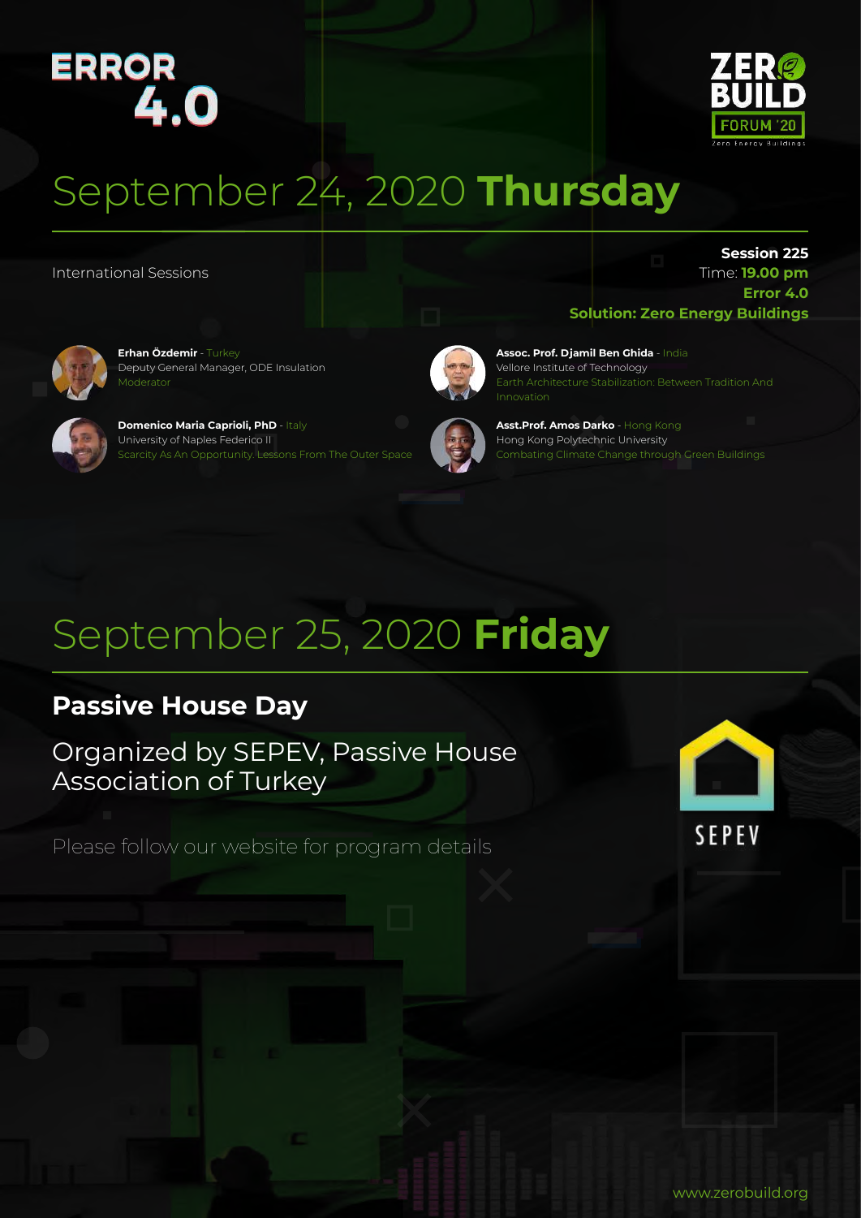ERROR 4.0

ZERO BUILD FORUM '20 Zero Energy Buildings

# September 24, 2020 **Thursday**

International Sessions

**Session 225**
Time: **19.00 pm**
**Error 4.0**
**Solution: Zero Energy Buildings**

**Erhan Özdemir** - Turkey
Deputy General Manager, ODE Insulation
Moderator

**Domenico Maria Caprioli, PhD** - Italy
University of Naples Federico II
Scarcity As An Opportunity. Lessons From The Outer Space

**Assoc. Prof. Djamil Ben Ghida** - India
Vellore Institute of Technology
Earth Architecture Stabilization: Between Tradition And Innovation

**Asst.Prof. Amos Darko** - Hong Kong
Hong Kong Polytechnic University
Combating Climate Change through Green Buildings

# September 25, 2020 **Friday**

## Passive House Day

Organized by SEPEV, Passive House Association of Turkey

Please follow our website for program details

SEPEV

www.zerobuild.org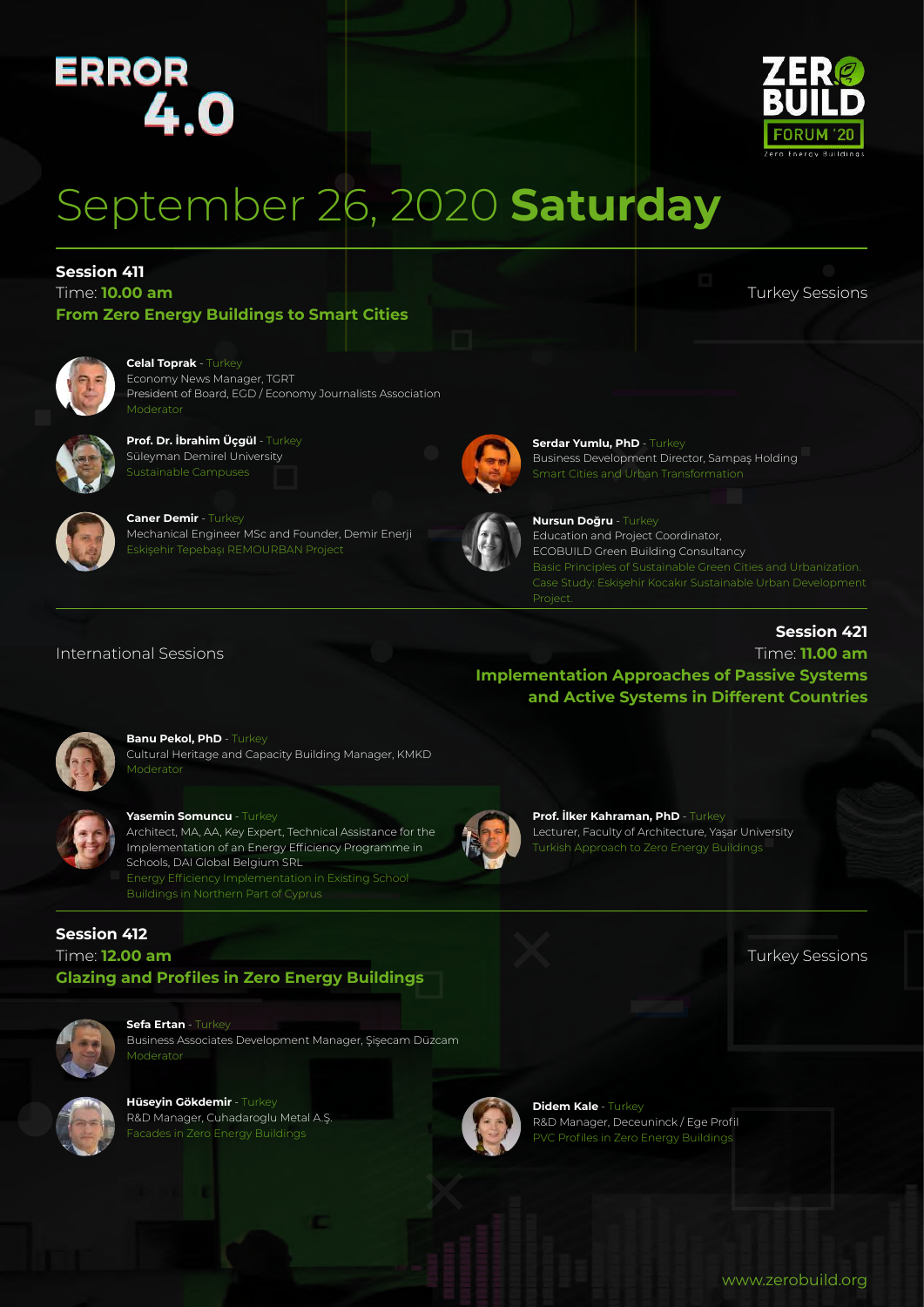ERROR 4.0

ZERO BUILD FORUM '20
Zero Energy Buildings

# September 26, 2020 **Saturday**

## Session 411

Time: **10.00 am**

Turkey Sessions

### From Zero Energy Buildings to Smart Cities

**Celal Toprak** - Turkey
Economy News Manager, TGRT
President of Board, EGD / Economy Journalists Association
Moderator

**Prof. Dr. İbrahim Üçgül** - Turkey
Süleyman Demirel University
Sustainable Campuses

**Serdar Yumlu, PhD** - Turkey
Business Development Director, Sampaş Holding
Smart Cities and Urban Transformation

**Caner Demir** - Turkey
Mechanical Engineer MSc and Founder, Demir Enerji
Eskişehir Tepebaşı REMOURBAN Project

**Nursun Doğru** - Turkey
Education and Project Coordinator,
ECOBUILD Green Building Consultancy
Basic Principles of Sustainable Green Cities and Urbanization.
Case Study: Eskişehir Kocakır Sustainable Urban Development Project.

## Session 421

International Sessions

Time: **11.00 am**

### Implementation Approaches of Passive Systems and Active Systems in Different Countries

**Banu Pekol, PhD** - Turkey
Cultural Heritage and Capacity Building Manager, KMKD
Moderator

**Yasemin Somuncu** - Turkey
Architect, MA, AA, Key Expert, Technical Assistance for the Implementation of an Energy Efficiency Programme in Schools, DAI Global Belgium SRL
Energy Efficiency Implementation in Existing School Buildings in Northern Part of Cyprus

**Prof. İlker Kahraman, PhD** - Turkey
Lecturer, Faculty of Architecture, Yaşar University
Turkish Approach to Zero Energy Buildings

## Session 412

Time: **12.00 am**

Turkey Sessions

### Glazing and Profiles in Zero Energy Buildings

**Sefa Ertan** - Turkey
Business Associates Development Manager, Şişecam Düzcam
Moderator

**Hüseyin Gökdemir** - Turkey
R&D Manager, Cuhadaroglu Metal A.Ş.
Facades in Zero Energy Buildings

**Didem Kale** - Turkey
R&D Manager, Deceuninck / Ege Profil
PVC Profiles in Zero Energy Buildings

www.zerobuild.org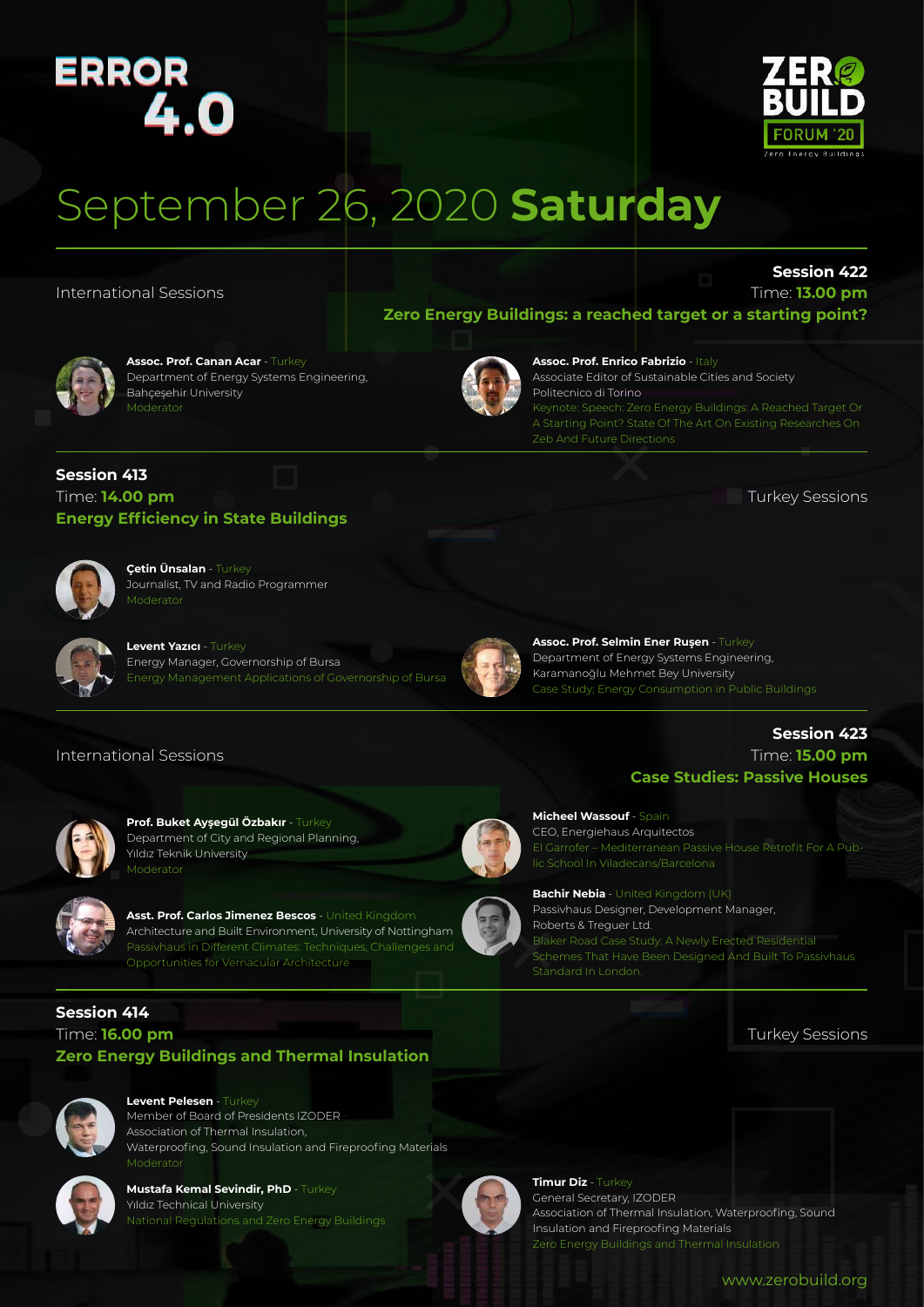ERROR 4.0

ZERO BUILD FORUM '20 Zero Energy Buildings

# September 26, 2020 **Saturday**

International Sessions

## Session 422

Time: **13.00 pm**

### Zero Energy Buildings: a reached target or a starting point?

**Assoc. Prof. Canan Acar** - Turkey
Department of Energy Systems Engineering, Bahçeşehir University
Moderator

**Assoc. Prof. Enrico Fabrizio** - Italy
Associate Editor of Sustainable Cities and Society
Politecnico di Torino
Keynote: Speech: Zero Energy Buildings: A Reached Target Or A Starting Point? State Of The Art On Existing Researches On Zeb And Future Directions

## Session 413

Time: **14.00 pm**

### Energy Efficiency in State Buildings

Turkey Sessions

**Çetin Ünsalan** - Turkey
Journalist, TV and Radio Programmer
Moderator

**Levent Yazıcı** - Turkey
Energy Manager, Governorship of Bursa
Energy Management Applications of Governorship of Bursa

**Assoc. Prof. Selmin Ener Ruşen** - Turkey
Department of Energy Systems Engineering, Karamanoğlu Mehmet Bey University
Case Study; Energy Consumption in Public Buildings

International Sessions

## Session 423

Time: **15.00 pm**

### Case Studies: Passive Houses

**Prof. Buket Ayşegül Özbakır** - Turkey
Department of City and Regional Planning, Yıldız Teknik University
Moderator

**Asst. Prof. Carlos Jimenez Bescos** - United Kingdom
Architecture and Built Environment, University of Nottingham
Passivhaus in Different Climates: Techniques, Challenges and Opportunities for Vernacular Architecture

**Micheel Wassouf** - Spain
CEO, Energiehaus Arquitectos
El Garrofer – Mediterranean Passive House Retrofit For A Public School In Viladecans/Barcelona

**Bachir Nebia** - United Kingdom (UK)
Passivhaus Designer, Development Manager, Roberts & Treguer Ltd.
Blaker Road Case Study: A Newly Erected Residential Schemes That Have Been Designed And Built To Passivhaus Standard In London.

## Session 414

Time: **16.00 pm**

### Zero Energy Buildings and Thermal Insulation

Turkey Sessions

**Levent Pelesen** - Turkey
Member of Board of Presidents IZODER
Association of Thermal Insulation, Waterproofing, Sound Insulation and Fireproofing Materials
Moderator

**Mustafa Kemal Sevindir, PhD** - Turkey
Yıldız Technical University
National Regulations and Zero Energy Buildings

**Timur Diz** - Turkey
General Secretary, IZODER
Association of Thermal Insulation, Waterproofing, Sound Insulation and Fireproofing Materials
Zero Energy Buildings and Thermal Insulation

www.zerobuild.org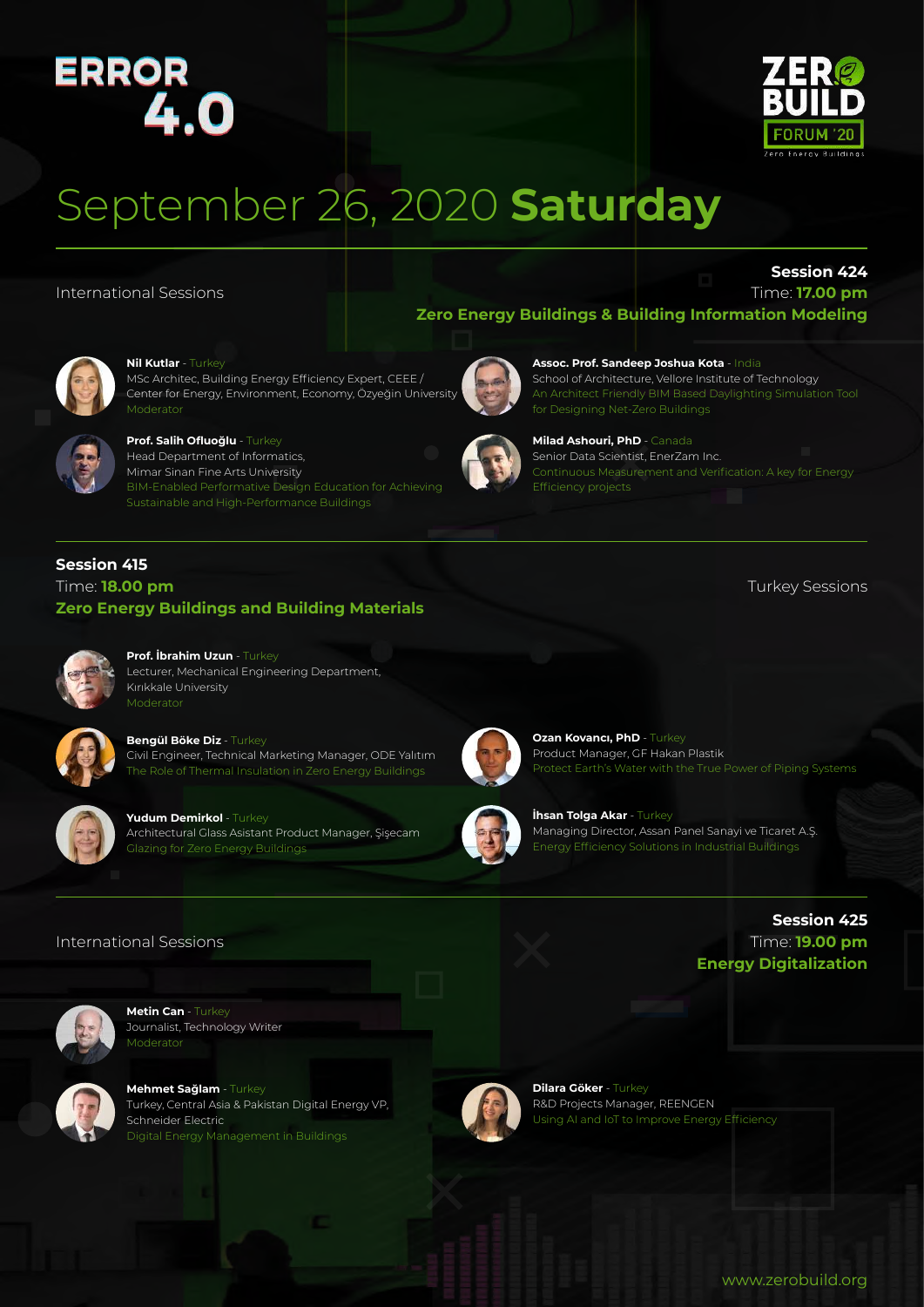ERROR 4.0

ZERO BUILD FORUM '20 Zero Energy Buildings

# September 26, 2020 **Saturday**

International Sessions

## Session 424

Time: **17.00 pm**

**Zero Energy Buildings & Building Information Modeling**

**Nil Kutlar** - Turkey
MSc Architec, Building Energy Efficiency Expert, CEEE / Center for Energy, Environment, Economy, Özyeğin University
Moderator

**Prof. Salih Ofluoğlu** - Turkey
Head Department of Informatics, Mimar Sinan Fine Arts University
BIM-Enabled Performative Design Education for Achieving Sustainable and High-Performance Buildings

**Assoc. Prof. Sandeep Joshua Kota** - India
School of Architecture, Vellore Institute of Technology
An Architect Friendly BIM Based Daylighting Simulation Tool for Designing Net-Zero Buildings

**Milad Ashouri, PhD** - Canada
Senior Data Scientist, EnerZam Inc.
Continuous Measurement and Verification: A key for Energy Efficiency projects

---

## Session 415

Time: **18.00 pm**

**Zero Energy Buildings and Building Materials**

Turkey Sessions

**Prof. İbrahim Uzun** - Turkey
Lecturer, Mechanical Engineering Department, Kırıkkale University
Moderator

**Bengül Böke Diz** - Turkey
Civil Engineer, Technical Marketing Manager, ODE Yalıtım
The Role of Thermal Insulation in Zero Energy Buildings

**Yudum Demirkol** - Turkey
Architectural Glass Asistant Product Manager, Şişecam
Glazing for Zero Energy Buildings

**Ozan Kovancı, PhD** - Turkey
Product Manager, GF Hakan Plastik
Protect Earth's Water with the True Power of Piping Systems

**İhsan Tolga Akar** - Turkey
Managing Director, Assan Panel Sanayi ve Ticaret A.Ş.
Energy Efficiency Solutions in Industrial Buildings

---

International Sessions

## Session 425

Time: **19.00 pm**

**Energy Digitalization**

**Metin Can** - Turkey
Journalist, Technology Writer
Moderator

**Mehmet Sağlam** - Turkey
Turkey, Central Asia & Pakistan Digital Energy VP, Schneider Electric
Digital Energy Management in Buildings

**Dilara Göker** - Turkey
R&D Projects Manager, REENGEN
Using AI and IoT to Improve Energy Efficiency

www.zerobuild.org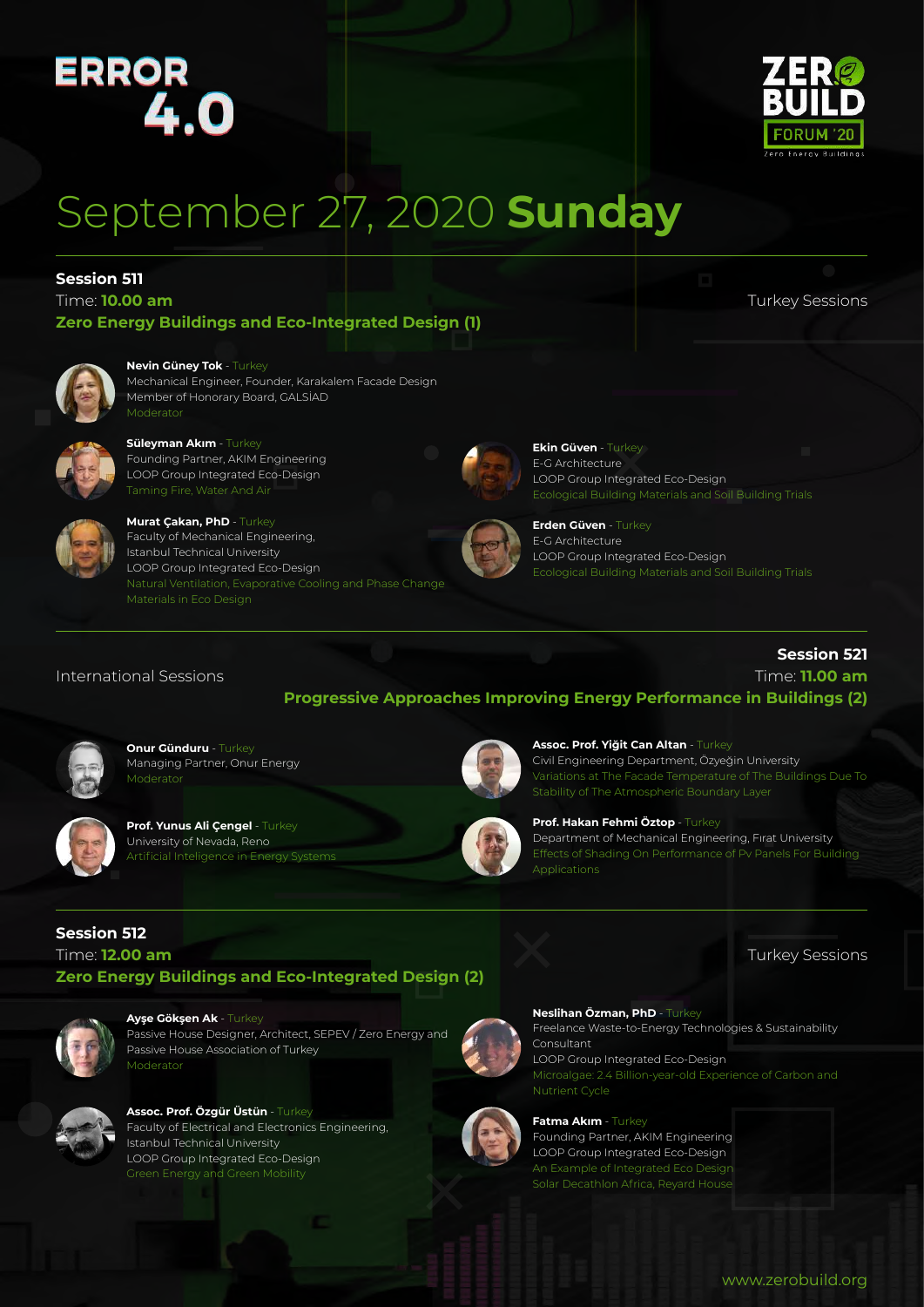ERROR 4.0

ZERO BUILD FORUM '20
Zero Energy Buildings

# September 27, 2020 **Sunday**

## Session 511

Time: **10.00 am**

**Zero Energy Buildings and Eco-Integrated Design (1)**

Turkey Sessions

**Nevin Güney Tok** - Turkey
Mechanical Engineer, Founder, Karakalem Facade Design
Member of Honorary Board, GALSİAD
Moderator

**Süleyman Akım** - Turkey
Founding Partner, AKIM Engineering
LOOP Group Integrated Eco-Design
Taming Fire, Water And Air

**Murat Çakan, PhD** - Turkey
Faculty of Mechanical Engineering,
Istanbul Technical University
LOOP Group Integrated Eco-Design
Natural Ventilation, Evaporative Cooling and Phase Change Materials in Eco Design

**Ekin Güven** - Turkey
E-G Architecture
LOOP Group Integrated Eco-Design
Ecological Building Materials and Soil Building Trials

**Erden Güven** - Turkey
E-G Architecture
LOOP Group Integrated Eco-Design
Ecological Building Materials and Soil Building Trials

## Session 521

Time: **11.00 am**

**Progressive Approaches Improving Energy Performance in Buildings (2)**

International Sessions

**Onur Günduru** - Turkey
Managing Partner, Onur Energy
Moderator

**Prof. Yunus Ali Çengel** - Turkey
University of Nevada, Reno
Artificial Inteligence in Energy Systems

**Assoc. Prof. Yiğit Can Altan** - Turkey
Civil Engineering Department, Özyeğin University
Variations at The Facade Temperature of The Buildings Due To Stability of The Atmospheric Boundary Layer

**Prof. Hakan Fehmi Öztop** - Turkey
Department of Mechanical Engineering, Fırat University
Effects of Shading On Performance of Pv Panels For Building Applications

## Session 512

Time: **12.00 am**

**Zero Energy Buildings and Eco-Integrated Design (2)**

Turkey Sessions

**Ayşe Gökşen Ak** - Turkey
Passive House Designer, Architect, SEPEV / Zero Energy and Passive House Association of Turkey
Moderator

**Assoc. Prof. Özgür Üstün** - Turkey
Faculty of Electrical and Electronics Engineering,
Istanbul Technical University
LOOP Group Integrated Eco-Design
Green Energy and Green Mobility

**Neslihan Özman, PhD** - Turkey
Freelance Waste-to-Energy Technologies & Sustainability Consultant
LOOP Group Integrated Eco-Design
Microalgae: 2.4 Billion-year-old Experience of Carbon and Nutrient Cycle

**Fatma Akım** - Turkey
Founding Partner, AKIM Engineering
LOOP Group Integrated Eco-Design
An Example of Integrated Eco Design
Solar Decathlon Africa, Reyard House

www.zerobuild.org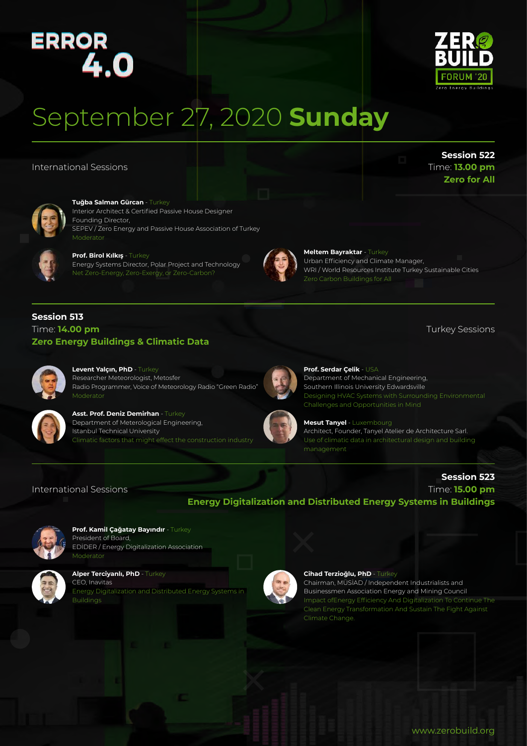ERROR 4.0

ZERO BUILD FORUM '20
Zero Energy Buildings

# September 27, 2020 **Sunday**

International Sessions

## Session 522
Time: **13.00 pm**
**Zero for All**

**Tuğba Salman Gürcan** - Turkey
Interior Architect & Certified Passive House Designer
Founding Director,
SEPEV / Zero Energy and Passive House Association of Turkey
Moderator

**Prof. Birol Kılkış** - Turkey
Energy Systems Director, Polar Project and Technology
Net Zero-Energy, Zero-Exergy, or Zero-Carbon?

**Meltem Bayraktar** - Turkey
Urban Efficiency and Climate Manager,
WRI / World Resources Institute Turkey Sustainable Cities
Zero Carbon Buildings for All

## Session 513
Time: **14.00 pm**
**Zero Energy Buildings & Climatic Data**

Turkey Sessions

**Levent Yalçın, PhD** - Turkey
Researcher Meteorologist, Metosfer
Radio Programmer, Voice of Meteorology Radio "Green Radio"
Moderator

**Asst. Prof. Deniz Demirhan** - Turkey
Department of Meterological Engineering,
Istanbul Technical University
Climatic factors that might effect the construction industry

**Prof. Serdar Çelik** - USA
Department of Mechanical Engineering,
Southern Illinois University Edwardsville
Designing HVAC Systems with Surrounding Environmental Challenges and Opportunities in Mind

**Mesut Tanyel** - Luxembourg
Architect, Founder, Tanyel Atelier de Architecture Sarl.
Use of climatic data in architectural design and building management

International Sessions

## Session 523
Time: **15.00 pm**
**Energy Digitalization and Distributed Energy Systems in Buildings**

**Prof. Kamil Çağatay Bayındır** - Turkey
President of Board,
EDİDER / Energy Digitalization Association
Moderator

**Alper Terciyanlı, PhD** - Turkey
CEO, Inavitas
Energy Digitalization and Distributed Energy Systems in Buildings

**Cihad Terzioğlu, PhD** - Turkey
Chairman, MÜSİAD / Independent Industrialists and Businessmen Association Energy and Mining Council
Impact ofEnergy Efficiency And Digitalization To Continue The Clean Energy Transformation And Sustain The Fight Against Climate Change.

www.zerobuild.org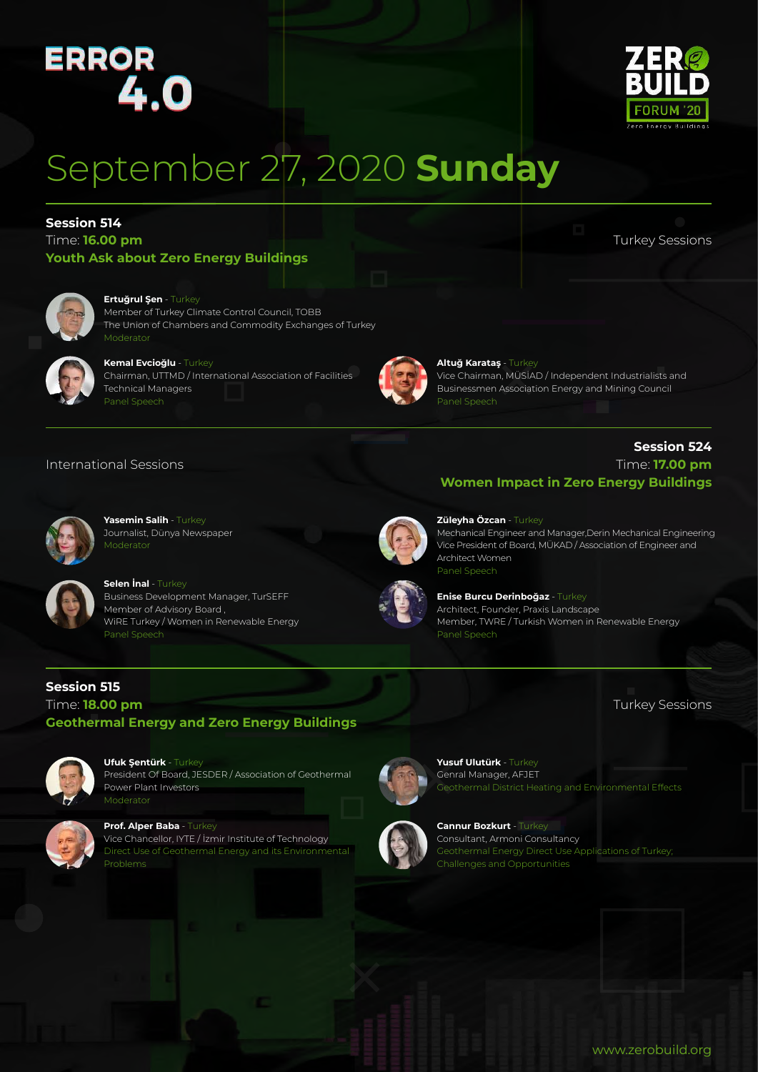ERROR 4.0

ZERO BUILD FORUM '20 Zero Energy Buildings

# September 27, 2020 **Sunday**

## Session 514

Turkey Sessions

Time: **16.00 pm**

**Youth Ask about Zero Energy Buildings**

**Ertuğrul Şen** - Turkey
Member of Turkey Climate Control Council, TOBB
The Union of Chambers and Commodity Exchanges of Turkey
Moderator

**Kemal Evcioğlu** - Turkey
Chairman, UTTMD / International Association of Facilities Technical Managers
Panel Speech

**Altuğ Karataş** - Turkey
Vice Chairman, MÜSİAD / Independent Industrialists and Businessmen Association Energy and Mining Council
Panel Speech

## Session 524

International Sessions

Time: **17.00 pm**

**Women Impact in Zero Energy Buildings**

**Yasemin Salih** - Turkey
Journalist, Dünya Newspaper
Moderator

**Selen İnal** - Turkey
Business Development Manager, TurSEFF
Member of Advisory Board ,
WiRE Turkey / Women in Renewable Energy
Panel Speech

**Züleyha Özcan** - Turkey
Mechanical Engineer and Manager,Derin Mechanical Engineering
Vice President of Board, MÜKAD / Association of Engineer and Architect Women
Panel Speech

**Enise Burcu Derinboğaz** - Turkey
Architect, Founder, Praxis Landscape
Member, TWRE / Turkish Women in Renewable Energy
Panel Speech

## Session 515

Turkey Sessions

Time: **18.00 pm**

**Geothermal Energy and Zero Energy Buildings**

**Ufuk Şentürk** - Turkey
President Of Board, JESDER / Association of Geothermal Power Plant Investors
Moderator

**Prof. Alper Baba** - Turkey
Vice Chancellor, IYTE / İzmir Institute of Technology
Direct Use of Geothermal Energy and its Environmental Problems

**Yusuf Ulutürk** - Turkey
Genral Manager, AFJET
Geothermal District Heating and Environmental Effects

**Cannur Bozkurt** - Turkey
Consultant, Armoni Consultancy
Geothermal Energy Direct Use Applications of Turkey; Challenges and Opportunities

www.zerobuild.org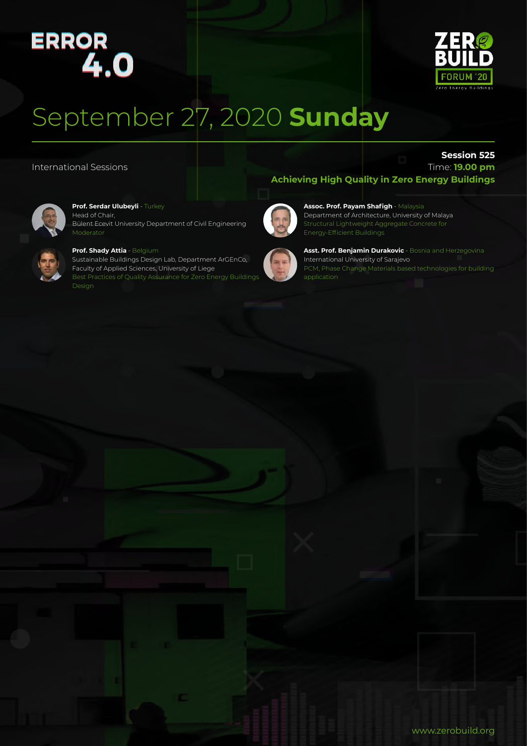ERROR 4.0

ZERO BUILD FORUM '20
Zero Energy Buildings

# September 27, 2020 **Sunday**

International Sessions

**Session 525**
Time: **19.00 pm**

## Achieving High Quality in Zero Energy Buildings

**Prof. Serdar Ulubeyli** - Turkey
Head of Chair,
Bülent Ecevit University Department of Civil Engineering
Moderator

**Prof. Shady Attia** - Belgium
Sustainable Buildings Design Lab, Department ArGEnCo,
Faculty of Applied Sciences, University of Liege
Best Practices of Quality Assurance for Zero Energy Buildings Design

**Assoc. Prof. Payam Shafigh** - Malaysia
Department of Architecture, University of Malaya
Structural Lightweight Aggregate Concrete for Energy-Efficient Buildings

**Asst. Prof. Benjamin Durakovic** - Bosnia and Herzegovina
International University of Sarajevo
PCM, Phase Change Materials based technologies for building application

www.zerobuild.org